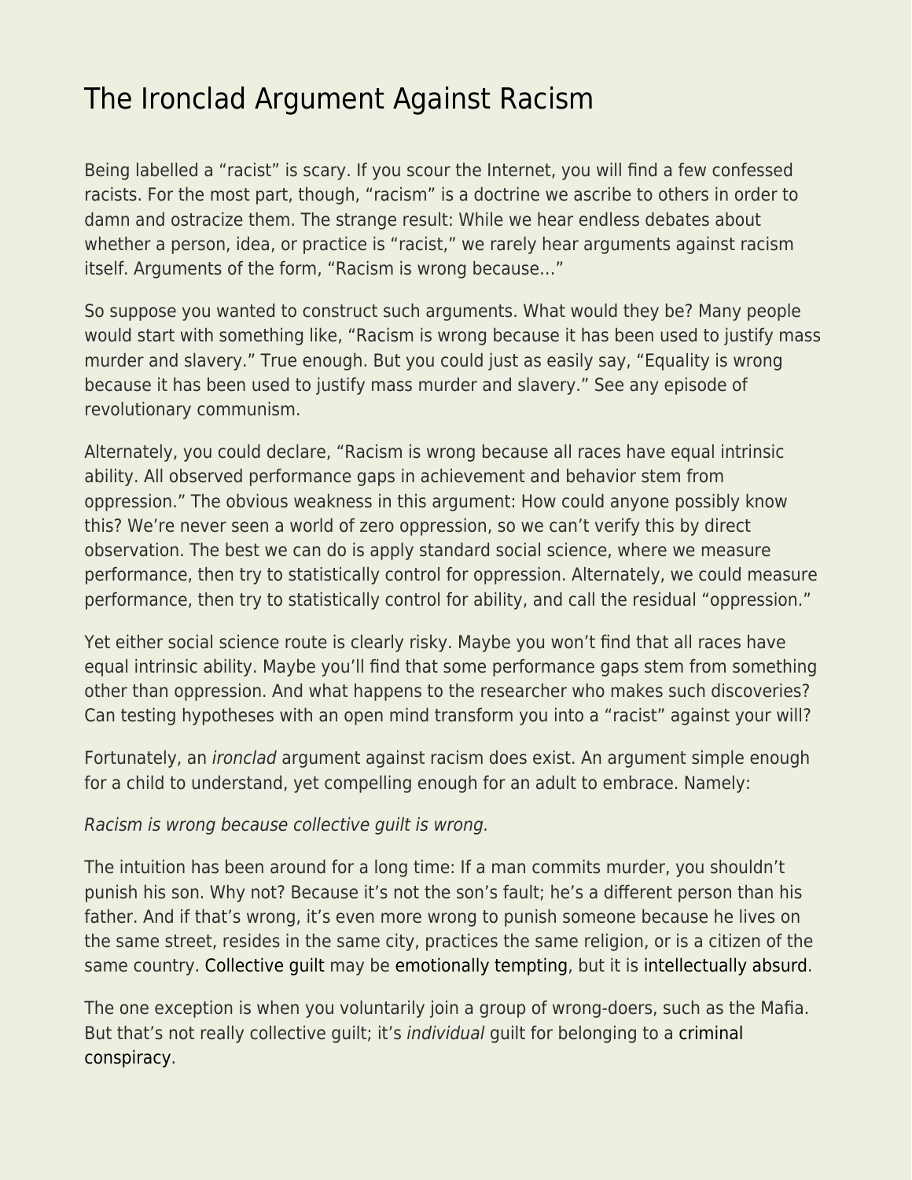# The Ironclad Argument Against Racism

Being labelled a "racist" is scary. If you scour the Internet, you will find a few confessed racists. For the most part, though, "racism" is a doctrine we ascribe to others in order to damn and ostracize them. The strange result: While we hear endless debates about whether a person, idea, or practice is "racist," we rarely hear arguments against racism itself. Arguments of the form, "Racism is wrong because…"

So suppose you wanted to construct such arguments. What would they be? Many people would start with something like, "Racism is wrong because it has been used to justify mass murder and slavery." True enough. But you could just as easily say, "Equality is wrong because it has been used to justify mass murder and slavery." See any episode of revolutionary communism.

Alternately, you could declare, "Racism is wrong because all races have equal intrinsic ability. All observed performance gaps in achievement and behavior stem from oppression." The obvious weakness in this argument: How could anyone possibly know this? We're never seen a world of zero oppression, so we can't verify this by direct observation. The best we can do is apply standard social science, where we measure performance, then try to statistically control for oppression. Alternately, we could measure performance, then try to statistically control for ability, and call the residual "oppression."

Yet either social science route is clearly risky. Maybe you won't find that all races have equal intrinsic ability. Maybe you'll find that some performance gaps stem from something other than oppression. And what happens to the researcher who makes such discoveries? Can testing hypotheses with an open mind transform you into a "racist" against your will?

Fortunately, an *ironclad* argument against racism does exist. An argument simple enough for a child to understand, yet compelling enough for an adult to embrace. Namely:

*Racism is wrong because collective guilt is wrong.*

The intuition has been around for a long time: If a man commits murder, you shouldn't punish his son. Why not? Because it's not the son's fault; he's a different person than his father. And if that's wrong, it's even more wrong to punish someone because he lives on the same street, resides in the same city, practices the same religion, or is a citizen of the same country. Collective guilt may be emotionally tempting, but it is intellectually absurd.

The one exception is when you voluntarily join a group of wrong-doers, such as the Mafia. But that's not really collective guilt; it's *individual* guilt for belonging to a criminal conspiracy.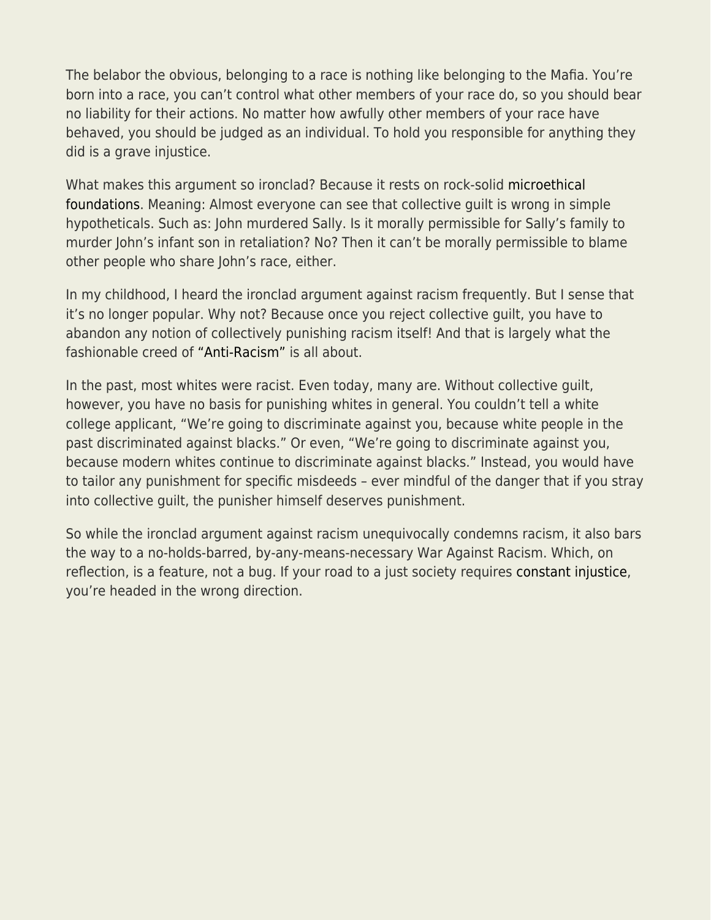The belabor the obvious, belonging to a race is nothing like belonging to the Mafia. You're born into a race, you can't control what other members of your race do, so you should bear no liability for their actions. No matter how awfully other members of your race have behaved, you should be judged as an individual. To hold you responsible for anything they did is a grave injustice.

What makes this argument so ironclad? Because it rests on rock-solid microethical foundations. Meaning: Almost everyone can see that collective guilt is wrong in simple hypotheticals. Such as: John murdered Sally. Is it morally permissible for Sally's family to murder John's infant son in retaliation? No? Then it can't be morally permissible to blame other people who share John's race, either.

In my childhood, I heard the ironclad argument against racism frequently. But I sense that it's no longer popular. Why not? Because once you reject collective guilt, you have to abandon any notion of collectively punishing racism itself! And that is largely what the fashionable creed of "Anti-Racism" is all about.

In the past, most whites were racist. Even today, many are. Without collective guilt, however, you have no basis for punishing whites in general. You couldn't tell a white college applicant, "We're going to discriminate against you, because white people in the past discriminated against blacks." Or even, "We're going to discriminate against you, because modern whites continue to discriminate against blacks." Instead, you would have to tailor any punishment for specific misdeeds – ever mindful of the danger that if you stray into collective guilt, the punisher himself deserves punishment.

So while the ironclad argument against racism unequivocally condemns racism, it also bars the way to a no-holds-barred, by-any-means-necessary War Against Racism. Which, on reflection, is a feature, not a bug. If your road to a just society requires constant injustice, you're headed in the wrong direction.